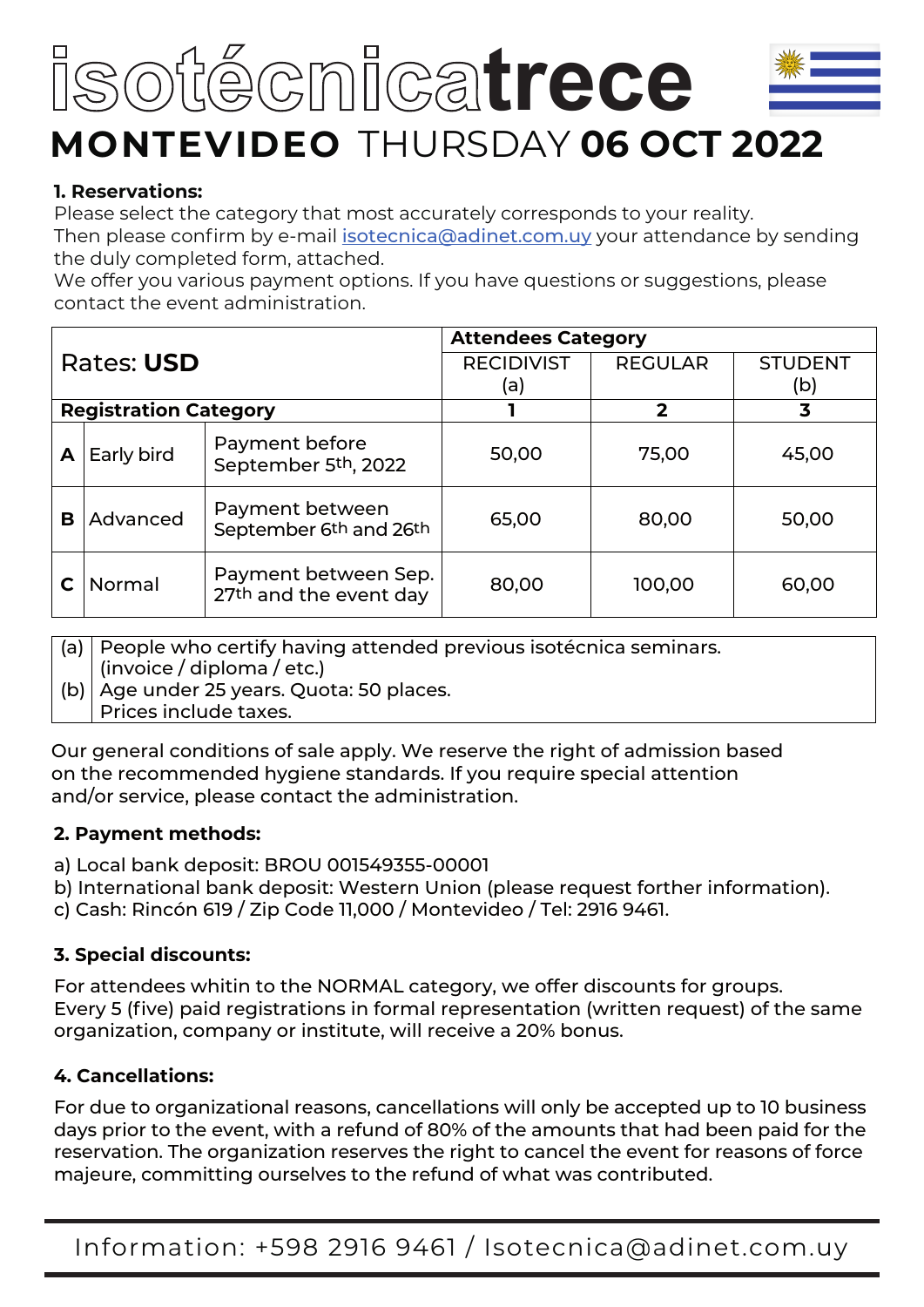# isotécnicatrece

## MONTEVIDEO THURSDAY 06 OCT 2022

**1. Reservations:**

Please select the category that most accurately corresponds to your reality.
Then please confirm by e-mail isotecnica@adinet.com.uy your attendance by sending the duly completed form, attached.
We offer you various payment options. If you have questions or suggestions, please contact the event administration.

| Rates: **USD** | | | **Attendees Category** | | |
|---|---|---|---|---|---|
| | | | RECIDIVIST (a) | REGULAR | STUDENT (b) |
| **Registration Category** | | | **1** | **2** | **3** |
| **A** | Early bird | Payment before September 5th, 2022 | 50,00 | 75,00 | 45,00 |
| **B** | Advanced | Payment between September 6th and 26th | 65,00 | 80,00 | 50,00 |
| **C** | Normal | Payment between Sep. 27th and the event day | 80,00 | 100,00 | 60,00 |

| | |
|---|---|
| (a) | People who certify having attended previous isotécnica seminars. (invoice / diploma / etc.) |
| (b) | Age under 25 years. Quota: 50 places. |
| | Prices include taxes. |

Our general conditions of sale apply. We reserve the right of admission based on the recommended hygiene standards. If you require special attention and/or service, please contact the administration.

**2. Payment methods:**

a) Local bank deposit: BROU 001549355-00001
b) International bank deposit: Western Union (please request forther information).
c) Cash: Rincón 619 / Zip Code 11,000 / Montevideo / Tel: 2916 9461.

**3. Special discounts:**

For attendees whitin to the NORMAL category, we offer discounts for groups.
Every 5 (five) paid registrations in formal representation (written request) of the same organization, company or institute, will receive a 20% bonus.

**4. Cancellations:**

For due to organizational reasons, cancellations will only be accepted up to 10 business days prior to the event, with a refund of 80% of the amounts that had been paid for the reservation. The organization reserves the right to cancel the event for reasons of force majeure, committing ourselves to the refund of what was contributed.

Information: +598 2916 9461 / Isotecnica@adinet.com.uy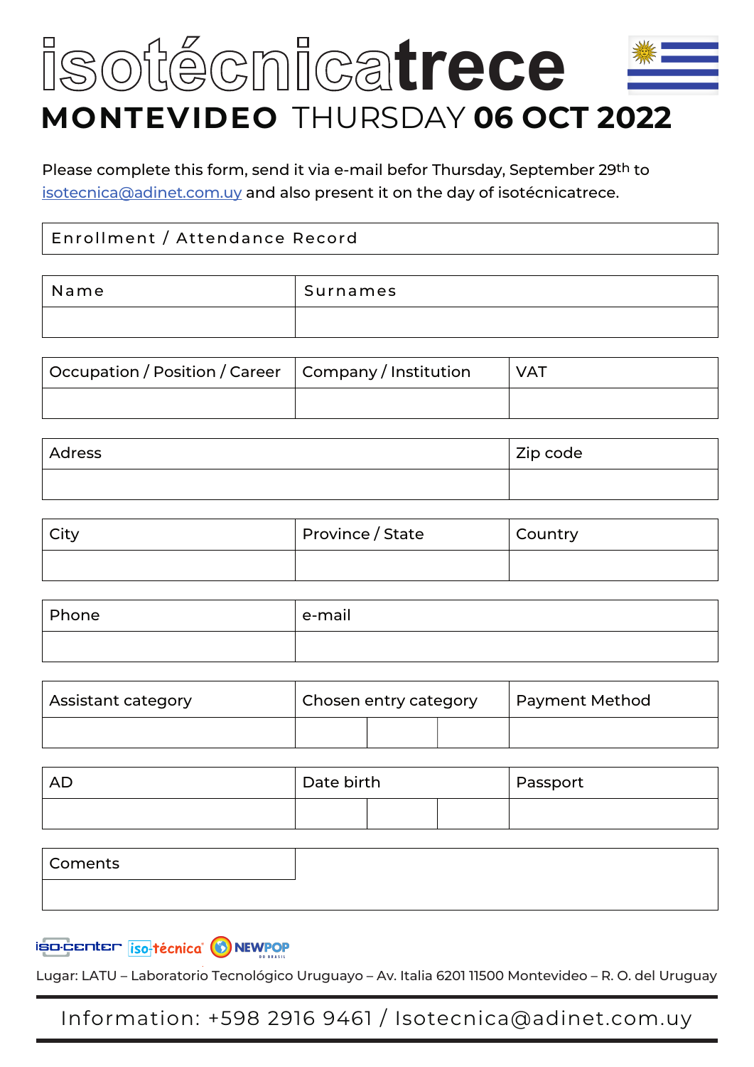# isotécnicatrece

## MONTEVIDEO THURSDAY 06 OCT 2022

Please complete this form, send it via e-mail befor Thursday, September 29th to isotecnica@adinet.com.uy and also present it on the day of isotécnicatrece.

| Enrollment / Attendance Record |
|---|

| Name | Surnames |
|---|---|
| | |

| Occupation / Position / Career | Company / Institution | VAT |
|---|---|---|
| | | |

| Adress | Zip code |
|---|---|
| | |

| City | Province / State | Country |
|---|---|---|
| | | |

| Phone | e-mail |
|---|---|
| | |

| Assistant category | Chosen entry category | | | Payment Method |
|---|---|---|---|---|
| | | | | |

| AD | Date birth | | | Passport |
|---|---|---|---|---|
| | | | | |

| Coments | |
|---|---|
| | |

iso-center iso-técnica NEWPOP

Lugar: LATU – Laboratorio Tecnológico Uruguayo – Av. Italia 6201 11500 Montevideo – R. O. del Uruguay

Information: +598 2916 9461 / Isotecnica@adinet.com.uy